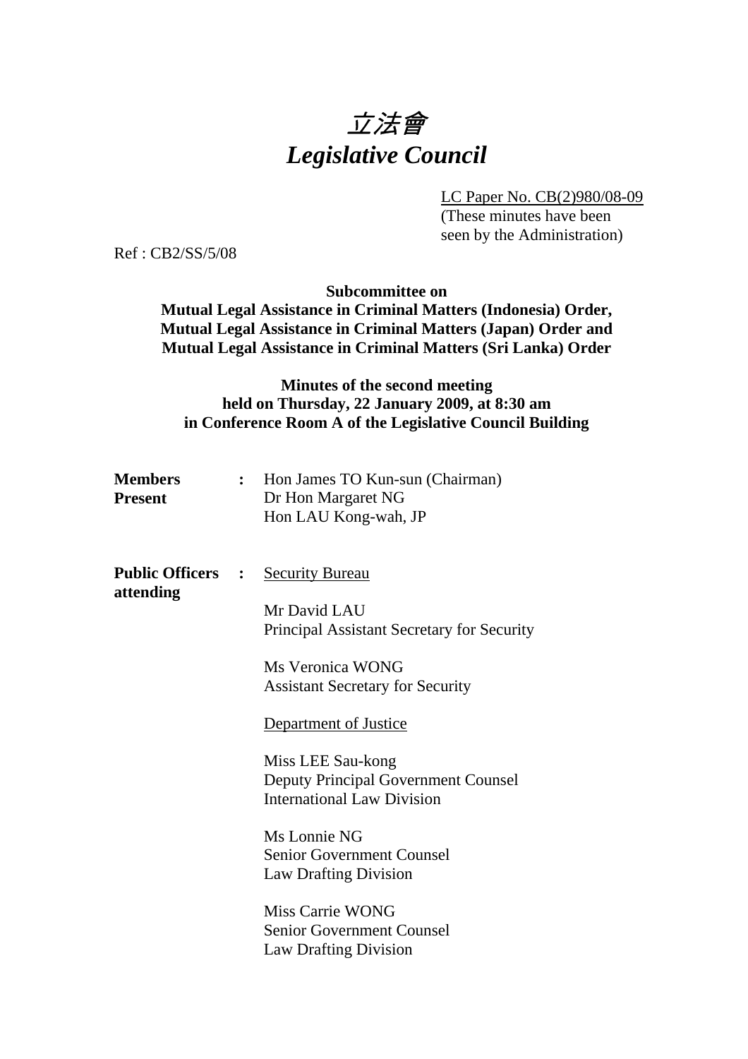# *立法會*
# *Legislative Council*

LC Paper No. CB(2)980/08-09
(These minutes have been seen by the Administration)

Ref : CB2/SS/5/08

**Subcommittee on**
**Mutual Legal Assistance in Criminal Matters (Indonesia) Order,**
**Mutual Legal Assistance in Criminal Matters (Japan) Order and**
**Mutual Legal Assistance in Criminal Matters (Sri Lanka) Order**

**Minutes of the second meeting**
**held on Thursday, 22 January 2009, at 8:30 am**
**in Conference Room A of the Legislative Council Building**

**Members Present** : Hon James TO Kun-sun (Chairman)
Dr Hon Margaret NG
Hon LAU Kong-wah, JP

**Public Officers attending** : Security Bureau

Mr David LAU
Principal Assistant Secretary for Security

Ms Veronica WONG
Assistant Secretary for Security

Department of Justice

Miss LEE Sau-kong
Deputy Principal Government Counsel
International Law Division

Ms Lonnie NG
Senior Government Counsel
Law Drafting Division

Miss Carrie WONG
Senior Government Counsel
Law Drafting Division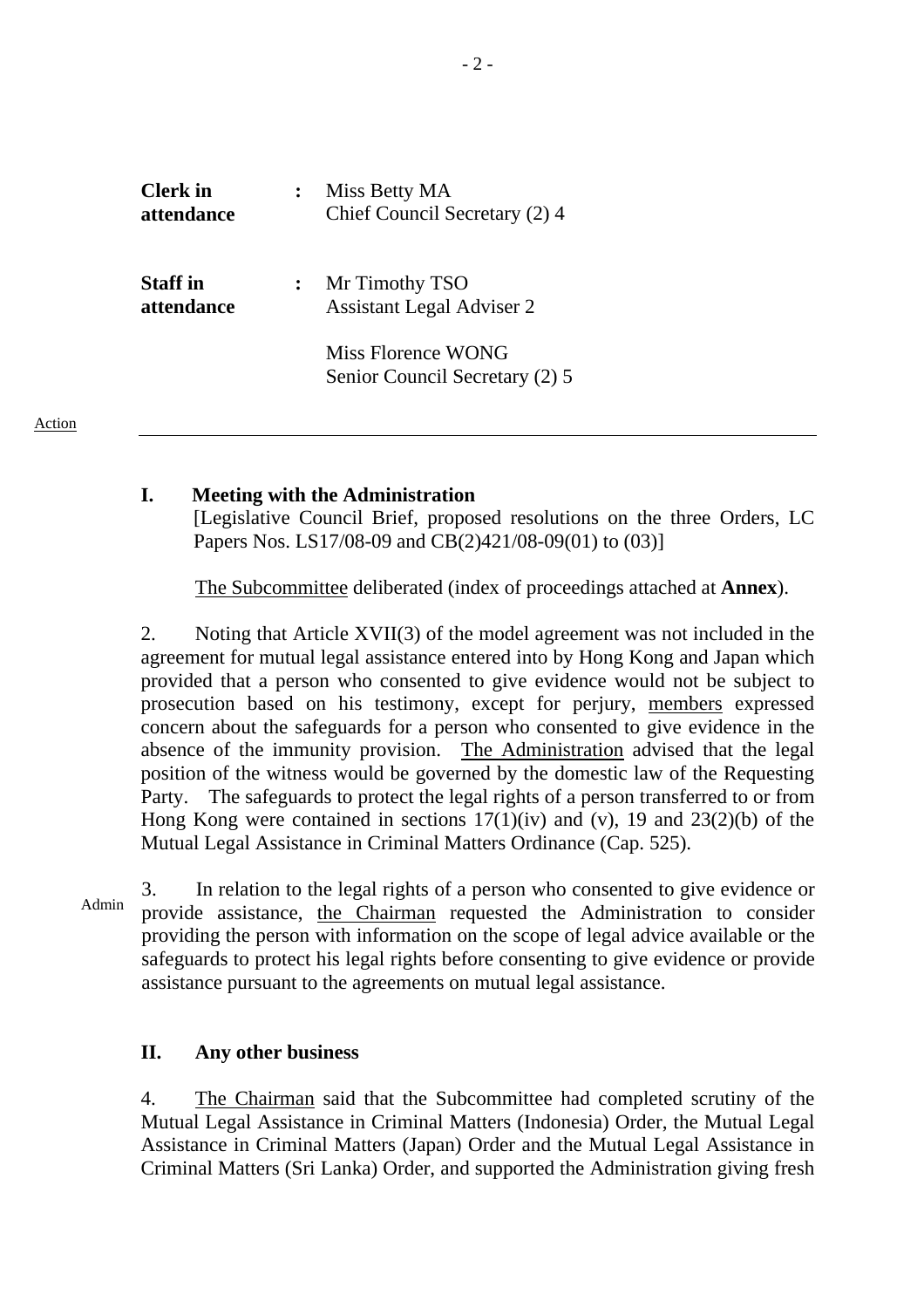| | | |
|---|---|---|
| **Clerk in attendance** | : | Miss Betty MA<br>Chief Council Secretary (2) 4 |
| **Staff in attendance** | : | Mr Timothy TSO<br>Assistant Legal Adviser 2<br><br>Miss Florence WONG<br>Senior Council Secretary (2) 5 |

Action

---

## I. Meeting with the Administration

[Legislative Council Brief, proposed resolutions on the three Orders, LC Papers Nos. LS17/08-09 and CB(2)421/08-09(01) to (03)]

The Subcommittee deliberated (index of proceedings attached at **Annex**).

2. Noting that Article XVII(3) of the model agreement was not included in the agreement for mutual legal assistance entered into by Hong Kong and Japan which provided that a person who consented to give evidence would not be subject to prosecution based on his testimony, except for perjury, members expressed concern about the safeguards for a person who consented to give evidence in the absence of the immunity provision. The Administration advised that the legal position of the witness would be governed by the domestic law of the Requesting Party. The safeguards to protect the legal rights of a person transferred to or from Hong Kong were contained in sections 17(1)(iv) and (v), 19 and 23(2)(b) of the Mutual Legal Assistance in Criminal Matters Ordinance (Cap. 525).

Admin

3. In relation to the legal rights of a person who consented to give evidence or provide assistance, the Chairman requested the Administration to consider providing the person with information on the scope of legal advice available or the safeguards to protect his legal rights before consenting to give evidence or provide assistance pursuant to the agreements on mutual legal assistance.

## II. Any other business

4. The Chairman said that the Subcommittee had completed scrutiny of the Mutual Legal Assistance in Criminal Matters (Indonesia) Order, the Mutual Legal Assistance in Criminal Matters (Japan) Order and the Mutual Legal Assistance in Criminal Matters (Sri Lanka) Order, and supported the Administration giving fresh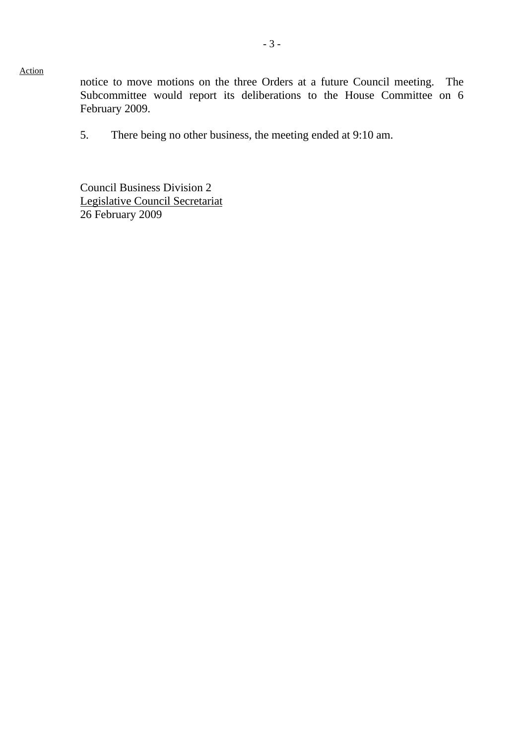Action

notice to move motions on the three Orders at a future Council meeting. The Subcommittee would report its deliberations to the House Committee on 6 February 2009.

5. There being no other business, the meeting ended at 9:10 am.

Council Business Division 2
Legislative Council Secretariat
26 February 2009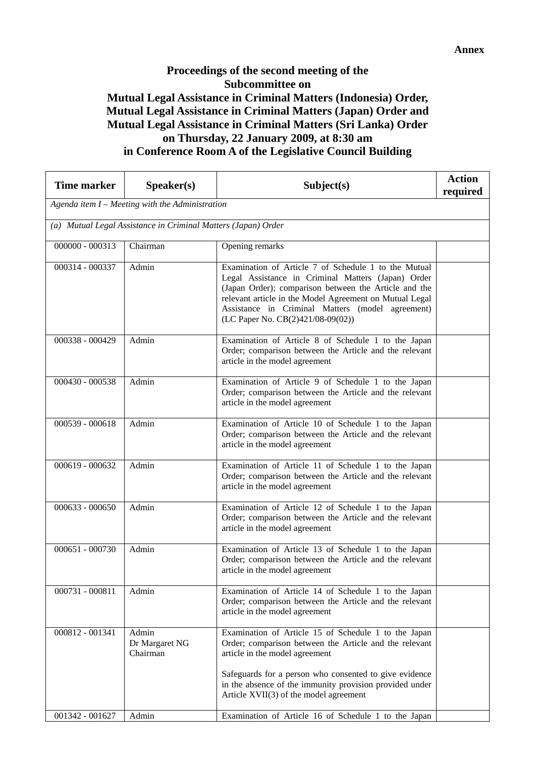**Annex**

**Proceedings of the second meeting of the Subcommittee on Mutual Legal Assistance in Criminal Matters (Indonesia) Order, Mutual Legal Assistance in Criminal Matters (Japan) Order and Mutual Legal Assistance in Criminal Matters (Sri Lanka) Order on Thursday, 22 January 2009, at 8:30 am in Conference Room A of the Legislative Council Building**

| Time marker | Speaker(s) | Subject(s) | Action required |
|---|---|---|---|
| *Agenda item I – Meeting with the Administration* | | | |
| *(a) Mutual Legal Assistance in Criminal Matters (Japan) Order* | | | |
| 000000 - 000313 | Chairman | Opening remarks | |
| 000314 - 000337 | Admin | Examination of Article 7 of Schedule 1 to the Mutual Legal Assistance in Criminal Matters (Japan) Order (Japan Order); comparison between the Article and the relevant article in the Model Agreement on Mutual Legal Assistance in Criminal Matters (model agreement) (LC Paper No. CB(2)421/08-09(02)) | |
| 000338 - 000429 | Admin | Examination of Article 8 of Schedule 1 to the Japan Order; comparison between the Article and the relevant article in the model agreement | |
| 000430 - 000538 | Admin | Examination of Article 9 of Schedule 1 to the Japan Order; comparison between the Article and the relevant article in the model agreement | |
| 000539 - 000618 | Admin | Examination of Article 10 of Schedule 1 to the Japan Order; comparison between the Article and the relevant article in the model agreement | |
| 000619 - 000632 | Admin | Examination of Article 11 of Schedule 1 to the Japan Order; comparison between the Article and the relevant article in the model agreement | |
| 000633 - 000650 | Admin | Examination of Article 12 of Schedule 1 to the Japan Order; comparison between the Article and the relevant article in the model agreement | |
| 000651 - 000730 | Admin | Examination of Article 13 of Schedule 1 to the Japan Order; comparison between the Article and the relevant article in the model agreement | |
| 000731 - 000811 | Admin | Examination of Article 14 of Schedule 1 to the Japan Order; comparison between the Article and the relevant article in the model agreement | |
| 000812 - 001341 | Admin<br>Dr Margaret NG<br>Chairman | Examination of Article 15 of Schedule 1 to the Japan Order; comparison between the Article and the relevant article in the model agreement<br><br>Safeguards for a person who consented to give evidence in the absence of the immunity provision provided under Article XVII(3) of the model agreement | |
| 001342 - 001627 | Admin | Examination of Article 16 of Schedule 1 to the Japan | |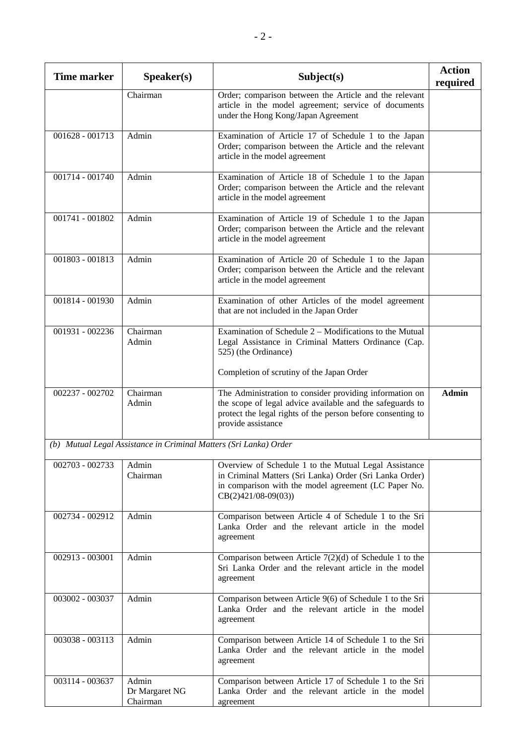| Time marker | Speaker(s) | Subject(s) | Action required |
|---|---|---|---|
| | Chairman | Order; comparison between the Article and the relevant article in the model agreement; service of documents under the Hong Kong/Japan Agreement | |
| 001628 - 001713 | Admin | Examination of Article 17 of Schedule 1 to the Japan Order; comparison between the Article and the relevant article in the model agreement | |
| 001714 - 001740 | Admin | Examination of Article 18 of Schedule 1 to the Japan Order; comparison between the Article and the relevant article in the model agreement | |
| 001741 - 001802 | Admin | Examination of Article 19 of Schedule 1 to the Japan Order; comparison between the Article and the relevant article in the model agreement | |
| 001803 - 001813 | Admin | Examination of Article 20 of Schedule 1 to the Japan Order; comparison between the Article and the relevant article in the model agreement | |
| 001814 - 001930 | Admin | Examination of other Articles of the model agreement that are not included in the Japan Order | |
| 001931 - 002236 | Chairman<br>Admin | Examination of Schedule 2 – Modifications to the Mutual Legal Assistance in Criminal Matters Ordinance (Cap. 525) (the Ordinance)<br><br>Completion of scrutiny of the Japan Order | |
| 002237 - 002702 | Chairman<br>Admin | The Administration to consider providing information on the scope of legal advice available and the safeguards to protect the legal rights of the person before consenting to provide assistance | **Admin** |
| *(b) Mutual Legal Assistance in Criminal Matters (Sri Lanka) Order* | | | |
| 002703 - 002733 | Admin<br>Chairman | Overview of Schedule 1 to the Mutual Legal Assistance in Criminal Matters (Sri Lanka) Order (Sri Lanka Order) in comparison with the model agreement (LC Paper No. CB(2)421/08-09(03)) | |
| 002734 - 002912 | Admin | Comparison between Article 4 of Schedule 1 to the Sri Lanka Order and the relevant article in the model agreement | |
| 002913 - 003001 | Admin | Comparison between Article 7(2)(d) of Schedule 1 to the Sri Lanka Order and the relevant article in the model agreement | |
| 003002 - 003037 | Admin | Comparison between Article 9(6) of Schedule 1 to the Sri Lanka Order and the relevant article in the model agreement | |
| 003038 - 003113 | Admin | Comparison between Article 14 of Schedule 1 to the Sri Lanka Order and the relevant article in the model agreement | |
| 003114 - 003637 | Admin<br>Dr Margaret NG<br>Chairman | Comparison between Article 17 of Schedule 1 to the Sri Lanka Order and the relevant article in the model agreement | |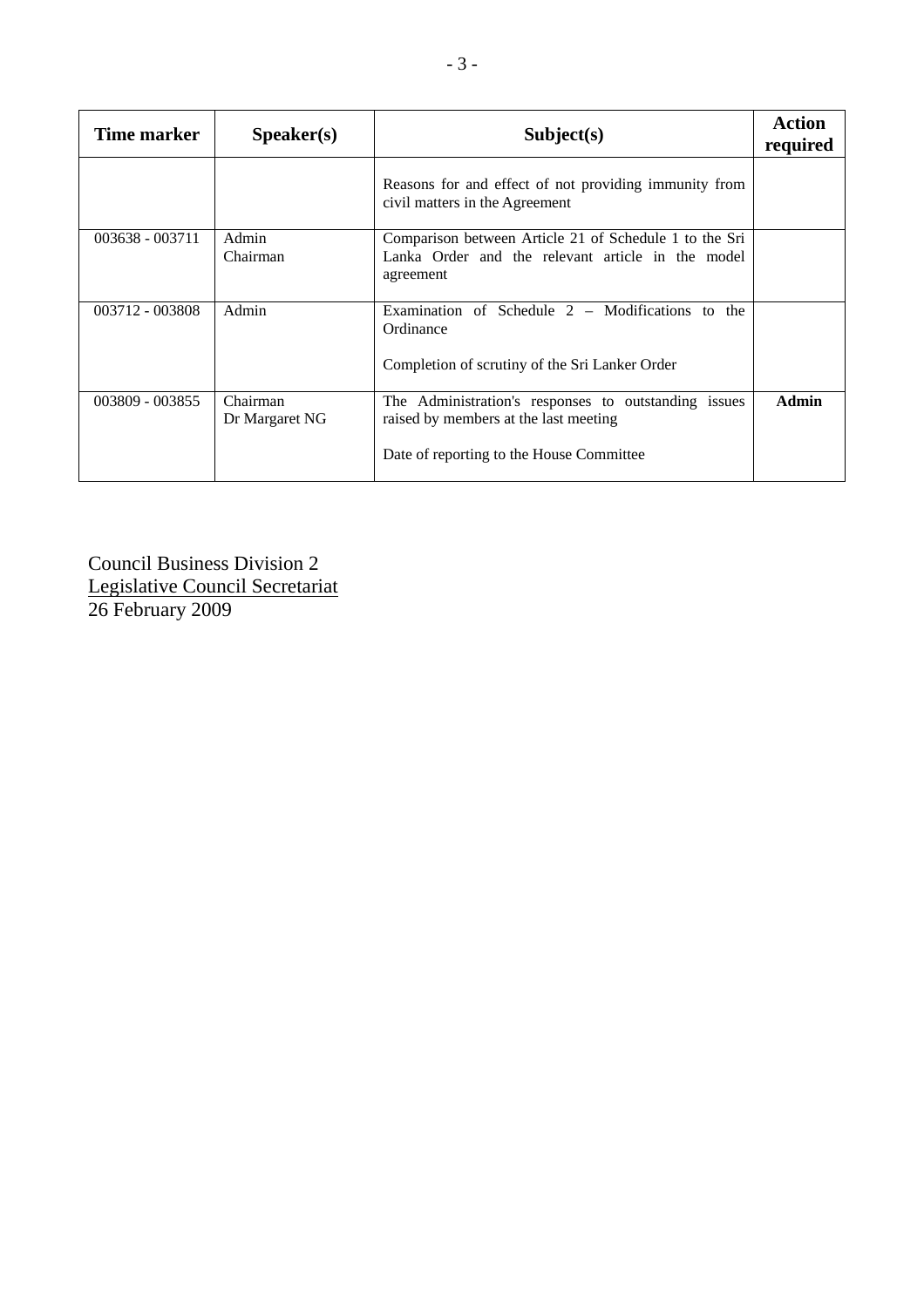| Time marker | Speaker(s) | Subject(s) | Action required |
|---|---|---|---|
| | | Reasons for and effect of not providing immunity from civil matters in the Agreement | |
| 003638 - 003711 | Admin<br>Chairman | Comparison between Article 21 of Schedule 1 to the Sri Lanka Order and the relevant article in the model agreement | |
| 003712 - 003808 | Admin | Examination of Schedule 2 – Modifications to the Ordinance<br><br>Completion of scrutiny of the Sri Lanker Order | |
| 003809 - 003855 | Chairman<br>Dr Margaret NG | The Administration's responses to outstanding issues raised by members at the last meeting<br><br>Date of reporting to the House Committee | **Admin** |

Council Business Division 2
Legislative Council Secretariat
26 February 2009